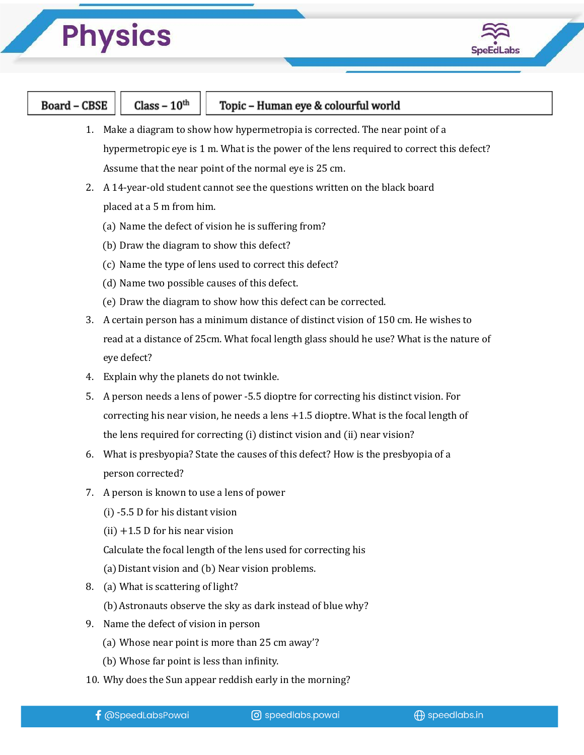# Physics

| Board – CBSE | Class – 10th | Topic – Human eye & colourful world |
|---|---|---|

1. Make a diagram to show how hypermetropia is corrected. The near point of a hypermetropic eye is 1 m. What is the power of the lens required to correct this defect? Assume that the near point of the normal eye is 25 cm.
2. A 14-year-old student cannot see the questions written on the black board placed at a 5 m from him.
   (a) Name the defect of vision he is suffering from?
   (b) Draw the diagram to show this defect?
   (c) Name the type of lens used to correct this defect?
   (d) Name two possible causes of this defect.
   (e) Draw the diagram to show how this defect can be corrected.
3. A certain person has a minimum distance of distinct vision of 150 cm. He wishes to read at a distance of 25cm. What focal length glass should he use? What is the nature of eye defect?
4. Explain why the planets do not twinkle.
5. A person needs a lens of power -5.5 dioptre for correcting his distinct vision. For correcting his near vision, he needs a lens +1.5 dioptre. What is the focal length of the lens required for correcting (i) distinct vision and (ii) near vision?
6. What is presbyopia? State the causes of this defect? How is the presbyopia of a person corrected?
7. A person is known to use a lens of power
   (i) -5.5 D for his distant vision
   (ii) +1.5 D for his near vision
   Calculate the focal length of the lens used for correcting his
   (a) Distant vision and (b) Near vision problems.
8. (a) What is scattering of light?
   (b) Astronauts observe the sky as dark instead of blue why?
9. Name the defect of vision in person
   (a) Whose near point is more than 25 cm away'?
   (b) Whose far point is less than infinity.
10. Why does the Sun appear reddish early in the morning?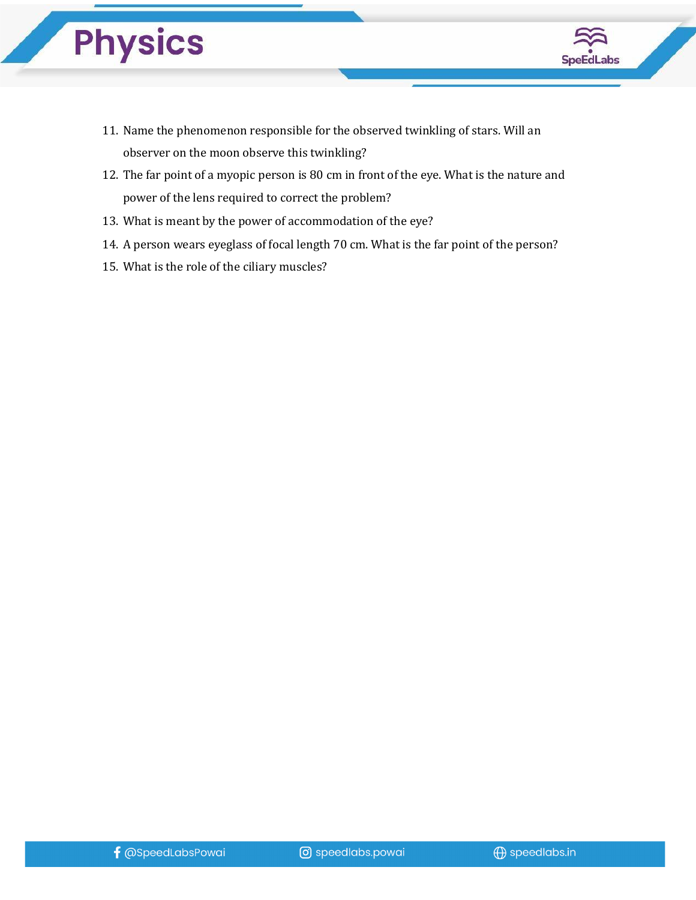11. Name the phenomenon responsible for the observed twinkling of stars. Will an observer on the moon observe this twinkling?
12. The far point of a myopic person is 80 cm in front of the eye. What is the nature and power of the lens required to correct the problem?
13. What is meant by the power of accommodation of the eye?
14. A person wears eyeglass of focal length 70 cm. What is the far point of the person?
15. What is the role of the ciliary muscles?